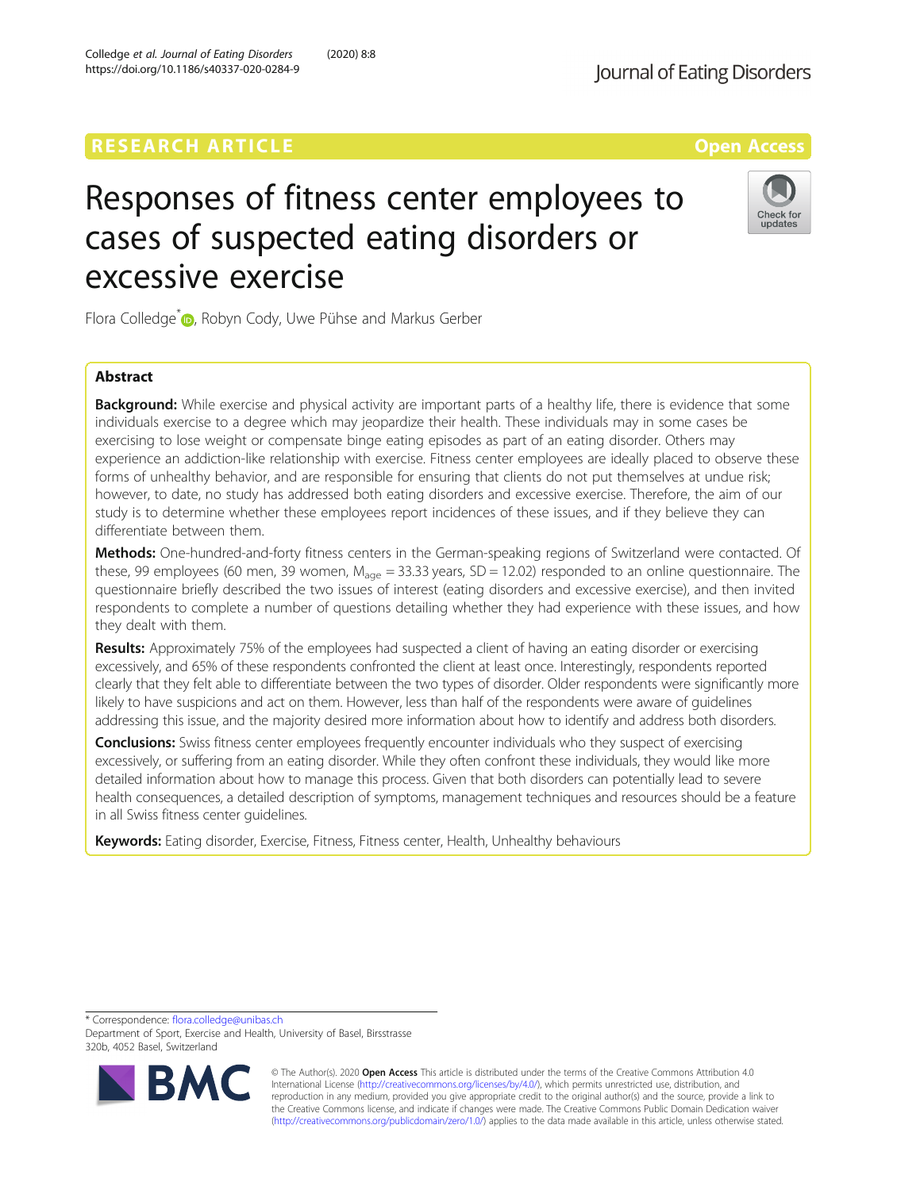RESEARCH ARTICLE

Open Access

# Responses of fitness center employees to cases of suspected eating disorders or excessive exercise

Flora Colledge*, Robyn Cody, Uwe Pühse and Markus Gerber

## Abstract

**Background:** While exercise and physical activity are important parts of a healthy life, there is evidence that some individuals exercise to a degree which may jeopardize their health. These individuals may in some cases be exercising to lose weight or compensate binge eating episodes as part of an eating disorder. Others may experience an addiction-like relationship with exercise. Fitness center employees are ideally placed to observe these forms of unhealthy behavior, and are responsible for ensuring that clients do not put themselves at undue risk; however, to date, no study has addressed both eating disorders and excessive exercise. Therefore, the aim of our study is to determine whether these employees report incidences of these issues, and if they believe they can differentiate between them.

**Methods:** One-hundred-and-forty fitness centers in the German-speaking regions of Switzerland were contacted. Of these, 99 employees (60 men, 39 women, $M_{age}$ = 33.33 years, SD = 12.02) responded to an online questionnaire. The questionnaire briefly described the two issues of interest (eating disorders and excessive exercise), and then invited respondents to complete a number of questions detailing whether they had experience with these issues, and how they dealt with them.

**Results:** Approximately 75% of the employees had suspected a client of having an eating disorder or exercising excessively, and 65% of these respondents confronted the client at least once. Interestingly, respondents reported clearly that they felt able to differentiate between the two types of disorder. Older respondents were significantly more likely to have suspicions and act on them. However, less than half of the respondents were aware of guidelines addressing this issue, and the majority desired more information about how to identify and address both disorders.

**Conclusions:** Swiss fitness center employees frequently encounter individuals who they suspect of exercising excessively, or suffering from an eating disorder. While they often confront these individuals, they would like more detailed information about how to manage this process. Given that both disorders can potentially lead to severe health consequences, a detailed description of symptoms, management techniques and resources should be a feature in all Swiss fitness center guidelines.

**Keywords:** Eating disorder, Exercise, Fitness, Fitness center, Health, Unhealthy behaviours

---

* Correspondence: flora.colledge@unibas.ch
Department of Sport, Exercise and Health, University of Basel, Birsstrasse 320b, 4052 Basel, Switzerland

© The Author(s). 2020 **Open Access** This article is distributed under the terms of the Creative Commons Attribution 4.0 International License (http://creativecommons.org/licenses/by/4.0/), which permits unrestricted use, distribution, and reproduction in any medium, provided you give appropriate credit to the original author(s) and the source, provide a link to the Creative Commons license, and indicate if changes were made. The Creative Commons Public Domain Dedication waiver (http://creativecommons.org/publicdomain/zero/1.0/) applies to the data made available in this article, unless otherwise stated.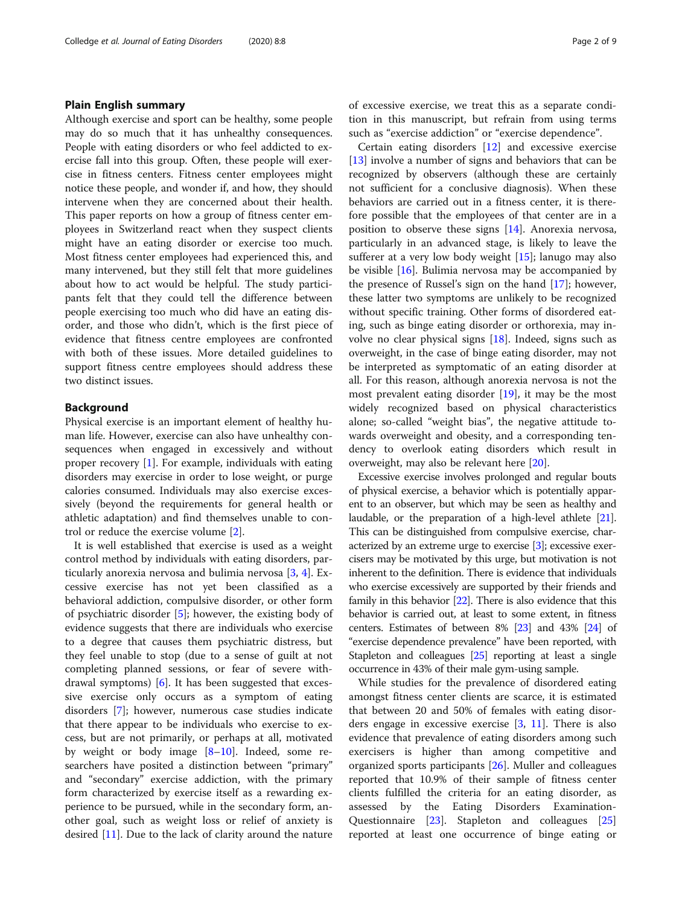## Plain English summary

Although exercise and sport can be healthy, some people may do so much that it has unhealthy consequences. People with eating disorders or who feel addicted to exercise fall into this group. Often, these people will exercise in fitness centers. Fitness center employees might notice these people, and wonder if, and how, they should intervene when they are concerned about their health. This paper reports on how a group of fitness center employees in Switzerland react when they suspect clients might have an eating disorder or exercise too much. Most fitness center employees had experienced this, and many intervened, but they still felt that more guidelines about how to act would be helpful. The study participants felt that they could tell the difference between people exercising too much who did have an eating disorder, and those who didn't, which is the first piece of evidence that fitness centre employees are confronted with both of these issues. More detailed guidelines to support fitness centre employees should address these two distinct issues.

## Background

Physical exercise is an important element of healthy human life. However, exercise can also have unhealthy consequences when engaged in excessively and without proper recovery [1]. For example, individuals with eating disorders may exercise in order to lose weight, or purge calories consumed. Individuals may also exercise excessively (beyond the requirements for general health or athletic adaptation) and find themselves unable to control or reduce the exercise volume [2].

It is well established that exercise is used as a weight control method by individuals with eating disorders, particularly anorexia nervosa and bulimia nervosa [3, 4]. Excessive exercise has not yet been classified as a behavioral addiction, compulsive disorder, or other form of psychiatric disorder [5]; however, the existing body of evidence suggests that there are individuals who exercise to a degree that causes them psychiatric distress, but they feel unable to stop (due to a sense of guilt at not completing planned sessions, or fear of severe withdrawal symptoms) [6]. It has been suggested that excessive exercise only occurs as a symptom of eating disorders [7]; however, numerous case studies indicate that there appear to be individuals who exercise to excess, but are not primarily, or perhaps at all, motivated by weight or body image [8–10]. Indeed, some researchers have posited a distinction between "primary" and "secondary" exercise addiction, with the primary form characterized by exercise itself as a rewarding experience to be pursued, while in the secondary form, another goal, such as weight loss or relief of anxiety is desired [11]. Due to the lack of clarity around the nature of excessive exercise, we treat this as a separate condition in this manuscript, but refrain from using terms such as "exercise addiction" or "exercise dependence".

Certain eating disorders [12] and excessive exercise [13] involve a number of signs and behaviors that can be recognized by observers (although these are certainly not sufficient for a conclusive diagnosis). When these behaviors are carried out in a fitness center, it is therefore possible that the employees of that center are in a position to observe these signs [14]. Anorexia nervosa, particularly in an advanced stage, is likely to leave the sufferer at a very low body weight [15]; lanugo may also be visible [16]. Bulimia nervosa may be accompanied by the presence of Russel's sign on the hand [17]; however, these latter two symptoms are unlikely to be recognized without specific training. Other forms of disordered eating, such as binge eating disorder or orthorexia, may involve no clear physical signs [18]. Indeed, signs such as overweight, in the case of binge eating disorder, may not be interpreted as symptomatic of an eating disorder at all. For this reason, although anorexia nervosa is not the most prevalent eating disorder [19], it may be the most widely recognized based on physical characteristics alone; so-called "weight bias", the negative attitude towards overweight and obesity, and a corresponding tendency to overlook eating disorders which result in overweight, may also be relevant here [20].

Excessive exercise involves prolonged and regular bouts of physical exercise, a behavior which is potentially apparent to an observer, but which may be seen as healthy and laudable, or the preparation of a high-level athlete [21]. This can be distinguished from compulsive exercise, characterized by an extreme urge to exercise [3]; excessive exercisers may be motivated by this urge, but motivation is not inherent to the definition. There is evidence that individuals who exercise excessively are supported by their friends and family in this behavior [22]. There is also evidence that this behavior is carried out, at least to some extent, in fitness centers. Estimates of between 8% [23] and 43% [24] of "exercise dependence prevalence" have been reported, with Stapleton and colleagues [25] reporting at least a single occurrence in 43% of their male gym-using sample.

While studies for the prevalence of disordered eating amongst fitness center clients are scarce, it is estimated that between 20 and 50% of females with eating disorders engage in excessive exercise [3, 11]. There is also evidence that prevalence of eating disorders among such exercisers is higher than among competitive and organized sports participants [26]. Muller and colleagues reported that 10.9% of their sample of fitness center clients fulfilled the criteria for an eating disorder, as assessed by the Eating Disorders Examination-Questionnaire [23]. Stapleton and colleagues [25] reported at least one occurrence of binge eating or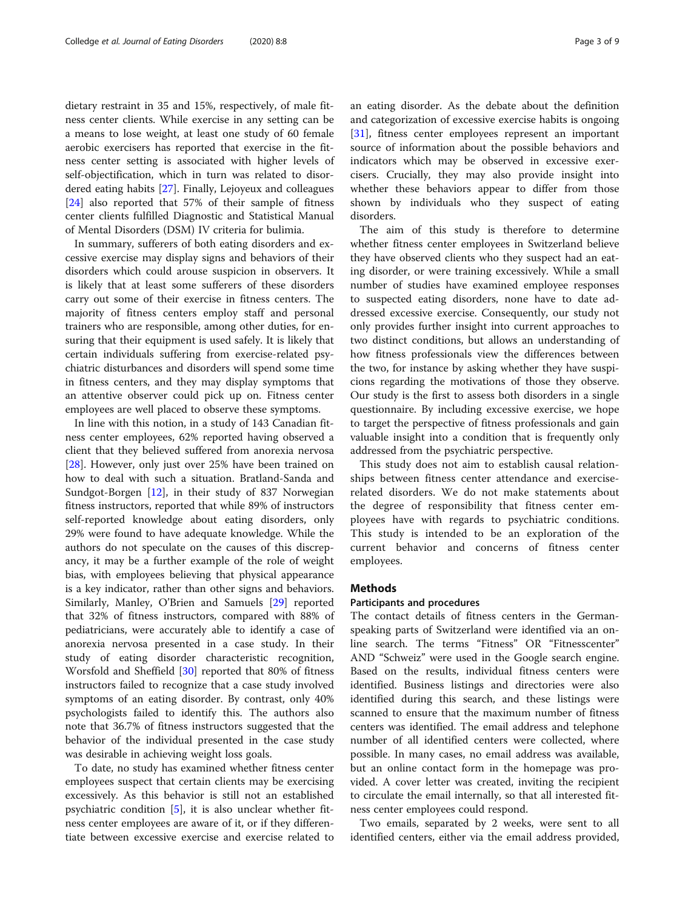dietary restraint in 35 and 15%, respectively, of male fitness center clients. While exercise in any setting can be a means to lose weight, at least one study of 60 female aerobic exercisers has reported that exercise in the fitness center setting is associated with higher levels of self-objectification, which in turn was related to disordered eating habits [27]. Finally, Lejoyeux and colleagues [24] also reported that 57% of their sample of fitness center clients fulfilled Diagnostic and Statistical Manual of Mental Disorders (DSM) IV criteria for bulimia.

In summary, sufferers of both eating disorders and excessive exercise may display signs and behaviors of their disorders which could arouse suspicion in observers. It is likely that at least some sufferers of these disorders carry out some of their exercise in fitness centers. The majority of fitness centers employ staff and personal trainers who are responsible, among other duties, for ensuring that their equipment is used safely. It is likely that certain individuals suffering from exercise-related psychiatric disturbances and disorders will spend some time in fitness centers, and they may display symptoms that an attentive observer could pick up on. Fitness center employees are well placed to observe these symptoms.

In line with this notion, in a study of 143 Canadian fitness center employees, 62% reported having observed a client that they believed suffered from anorexia nervosa [28]. However, only just over 25% have been trained on how to deal with such a situation. Bratland-Sanda and Sundgot-Borgen [12], in their study of 837 Norwegian fitness instructors, reported that while 89% of instructors self-reported knowledge about eating disorders, only 29% were found to have adequate knowledge. While the authors do not speculate on the causes of this discrepancy, it may be a further example of the role of weight bias, with employees believing that physical appearance is a key indicator, rather than other signs and behaviors. Similarly, Manley, O'Brien and Samuels [29] reported that 32% of fitness instructors, compared with 88% of pediatricians, were accurately able to identify a case of anorexia nervosa presented in a case study. In their study of eating disorder characteristic recognition, Worsfold and Sheffield [30] reported that 80% of fitness instructors failed to recognize that a case study involved symptoms of an eating disorder. By contrast, only 40% psychologists failed to identify this. The authors also note that 36.7% of fitness instructors suggested that the behavior of the individual presented in the case study was desirable in achieving weight loss goals.

To date, no study has examined whether fitness center employees suspect that certain clients may be exercising excessively. As this behavior is still not an established psychiatric condition [5], it is also unclear whether fitness center employees are aware of it, or if they differentiate between excessive exercise and exercise related to an eating disorder. As the debate about the definition and categorization of excessive exercise habits is ongoing [31], fitness center employees represent an important source of information about the possible behaviors and indicators which may be observed in excessive exercisers. Crucially, they may also provide insight into whether these behaviors appear to differ from those shown by individuals who they suspect of eating disorders.

The aim of this study is therefore to determine whether fitness center employees in Switzerland believe they have observed clients who they suspect had an eating disorder, or were training excessively. While a small number of studies have examined employee responses to suspected eating disorders, none have to date addressed excessive exercise. Consequently, our study not only provides further insight into current approaches to two distinct conditions, but allows an understanding of how fitness professionals view the differences between the two, for instance by asking whether they have suspicions regarding the motivations of those they observe. Our study is the first to assess both disorders in a single questionnaire. By including excessive exercise, we hope to target the perspective of fitness professionals and gain valuable insight into a condition that is frequently only addressed from the psychiatric perspective.

This study does not aim to establish causal relationships between fitness center attendance and exercise-related disorders. We do not make statements about the degree of responsibility that fitness center employees have with regards to psychiatric conditions. This study is intended to be an exploration of the current behavior and concerns of fitness center employees.

## Methods

### Participants and procedures

The contact details of fitness centers in the German-speaking parts of Switzerland were identified via an online search. The terms "Fitness" OR "Fitnesscenter" AND "Schweiz" were used in the Google search engine. Based on the results, individual fitness centers were identified. Business listings and directories were also identified during this search, and these listings were scanned to ensure that the maximum number of fitness centers was identified. The email address and telephone number of all identified centers were collected, where possible. In many cases, no email address was available, but an online contact form in the homepage was provided. A cover letter was created, inviting the recipient to circulate the email internally, so that all interested fitness center employees could respond.

Two emails, separated by 2 weeks, were sent to all identified centers, either via the email address provided,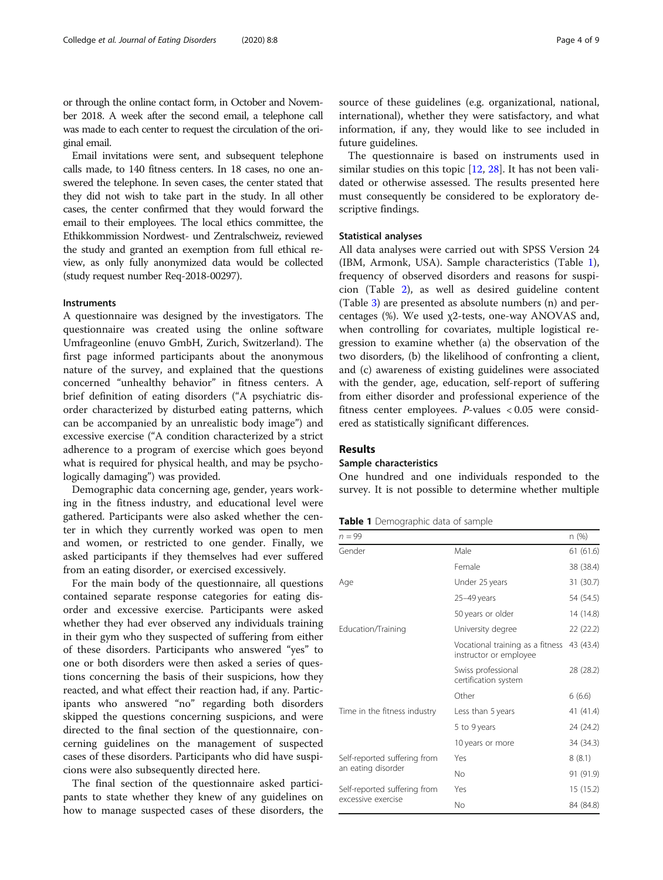or through the online contact form, in October and November 2018. A week after the second email, a telephone call was made to each center to request the circulation of the original email.

Email invitations were sent, and subsequent telephone calls made, to 140 fitness centers. In 18 cases, no one answered the telephone. In seven cases, the center stated that they did not wish to take part in the study. In all other cases, the center confirmed that they would forward the email to their employees. The local ethics committee, the Ethikkommission Nordwest- und Zentralschweiz, reviewed the study and granted an exemption from full ethical review, as only fully anonymized data would be collected (study request number Req-2018-00297).

### Instruments

A questionnaire was designed by the investigators. The questionnaire was created using the online software Umfrageonline (enuvo GmbH, Zurich, Switzerland). The first page informed participants about the anonymous nature of the survey, and explained that the questions concerned "unhealthy behavior" in fitness centers. A brief definition of eating disorders ("A psychiatric disorder characterized by disturbed eating patterns, which can be accompanied by an unrealistic body image") and excessive exercise ("A condition characterized by a strict adherence to a program of exercise which goes beyond what is required for physical health, and may be psychologically damaging") was provided.

Demographic data concerning age, gender, years working in the fitness industry, and educational level were gathered. Participants were also asked whether the center in which they currently worked was open to men and women, or restricted to one gender. Finally, we asked participants if they themselves had ever suffered from an eating disorder, or exercised excessively.

For the main body of the questionnaire, all questions contained separate response categories for eating disorder and excessive exercise. Participants were asked whether they had ever observed any individuals training in their gym who they suspected of suffering from either of these disorders. Participants who answered "yes" to one or both disorders were then asked a series of questions concerning the basis of their suspicions, how they reacted, and what effect their reaction had, if any. Participants who answered "no" regarding both disorders skipped the questions concerning suspicions, and were directed to the final section of the questionnaire, concerning guidelines on the management of suspected cases of these disorders. Participants who did have suspicions were also subsequently directed here.

The final section of the questionnaire asked participants to state whether they knew of any guidelines on how to manage suspected cases of these disorders, the source of these guidelines (e.g. organizational, national, international), whether they were satisfactory, and what information, if any, they would like to see included in future guidelines.

The questionnaire is based on instruments used in similar studies on this topic [12, 28]. It has not been validated or otherwise assessed. The results presented here must consequently be considered to be exploratory descriptive findings.

### Statistical analyses

All data analyses were carried out with SPSS Version 24 (IBM, Armonk, USA). Sample characteristics (Table 1), frequency of observed disorders and reasons for suspicion (Table 2), as well as desired guideline content (Table 3) are presented as absolute numbers (n) and percentages (%). We used $\chi^2$-tests, one-way ANOVAS and, when controlling for covariates, multiple logistical regression to examine whether (a) the observation of the two disorders, (b) the likelihood of confronting a client, and (c) awareness of existing guidelines were associated with the gender, age, education, self-report of suffering from either disorder and professional experience of the fitness center employees. *P*-values $< 0.05$ were considered as statistically significant differences.

## Results

### Sample characteristics

One hundred and one individuals responded to the survey. It is not possible to determine whether multiple

**Table 1** Demographic data of sample

| $n = 99$ | | n (%) |
|---|---|---|
| Gender | Male | 61 (61.6) |
| | Female | 38 (38.4) |
| Age | Under 25 years | 31 (30.7) |
| | 25–49 years | 54 (54.5) |
| | 50 years or older | 14 (14.8) |
| Education/Training | University degree | 22 (22.2) |
| | Vocational training as a fitness instructor or employee | 43 (43.4) |
| | Swiss professional certification system | 28 (28.2) |
| | Other | 6 (6.6) |
| Time in the fitness industry | Less than 5 years | 41 (41.4) |
| | 5 to 9 years | 24 (24.2) |
| | 10 years or more | 34 (34.3) |
| Self-reported suffering from an eating disorder | Yes | 8 (8.1) |
| | No | 91 (91.9) |
| Self-reported suffering from excessive exercise | Yes | 15 (15.2) |
| | No | 84 (84.8) |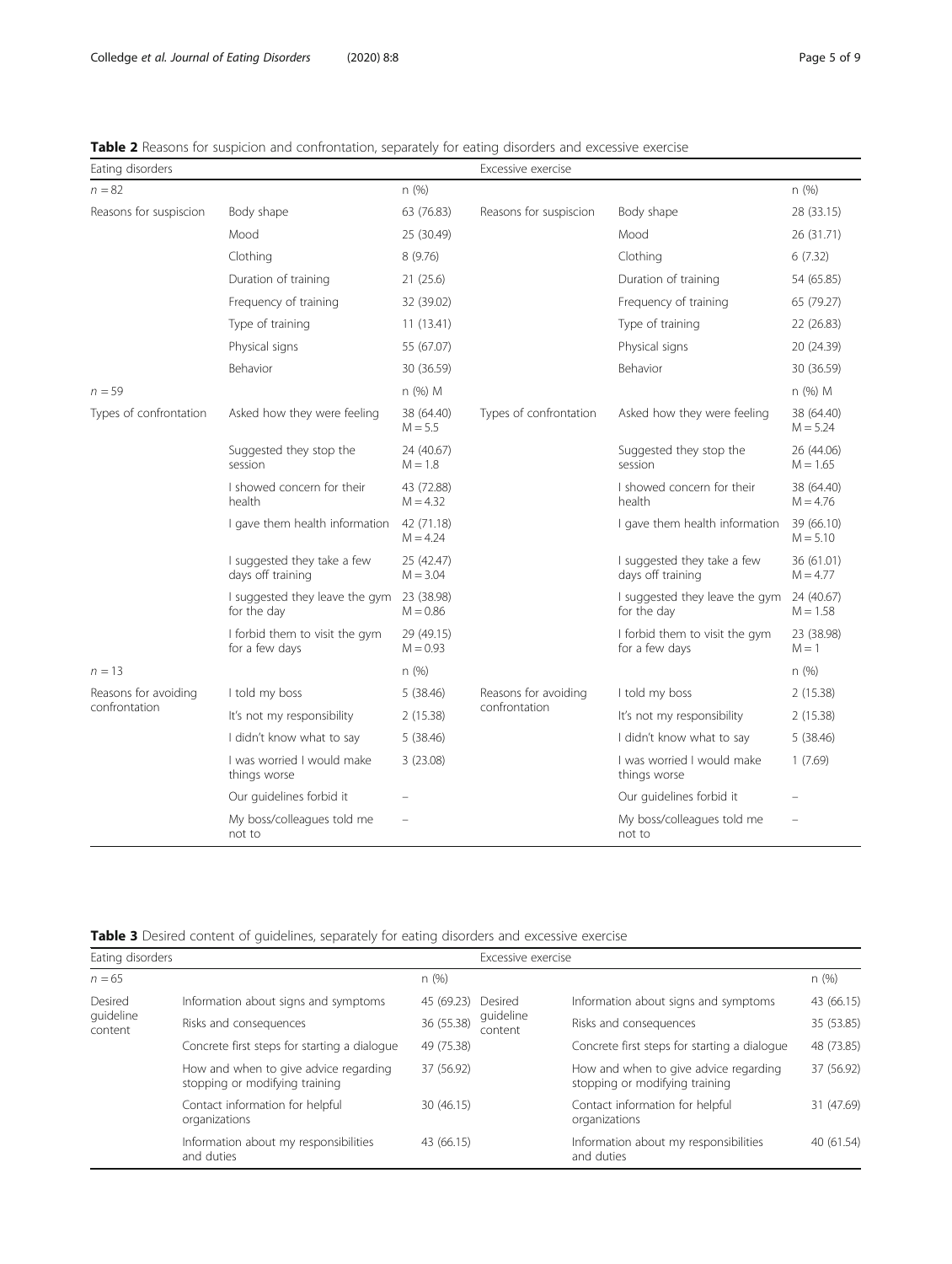**Table 2** Reasons for suspicion and confrontation, separately for eating disorders and excessive exercise

| Eating disorders | | | Excessive exercise | | |
|---|---|---|---|---|---|
| $n = 82$ | | n (%) | | | n (%) |
| Reasons for suspiscion | Body shape | 63 (76.83) | Reasons for suspicion | Body shape | 28 (33.15) |
| | Mood | 25 (30.49) | | Mood | 26 (31.71) |
| | Clothing | 8 (9.76) | | Clothing | 6 (7.32) |
| | Duration of training | 21 (25.6) | | Duration of training | 54 (65.85) |
| | Frequency of training | 32 (39.02) | | Frequency of training | 65 (79.27) |
| | Type of training | 11 (13.41) | | Type of training | 22 (26.83) |
| | Physical signs | 55 (67.07) | | Physical signs | 20 (24.39) |
| | Behavior | 30 (36.59) | | Behavior | 30 (36.59) |
| $n = 59$ | | n (%) M | | | n (%) M |
| Types of confrontation | Asked how they were feeling | 38 (64.40) $M = 5.5$ | Types of confrontation | Asked how they were feeling | 38 (64.40) $M = 5.24$ |
| | Suggested they stop the session | 24 (40.67) $M = 1.8$ | | Suggested they stop the session | 26 (44.06) $M = 1.65$ |
| | I showed concern for their health | 43 (72.88) $M = 4.32$ | | I showed concern for their health | 38 (64.40) $M = 4.76$ |
| | I gave them health information | 42 (71.18) $M = 4.24$ | | I gave them health information | 39 (66.10) $M = 5.10$ |
| | I suggested they take a few days off training | 25 (42.47) $M = 3.04$ | | I suggested they take a few days off training | 36 (61.01) $M = 4.77$ |
| | I suggested they leave the gym for the day | 23 (38.98) $M = 0.86$ | | I suggested they leave the gym for the day | 24 (40.67) $M = 1.58$ |
| | I forbid them to visit the gym for a few days | 29 (49.15) $M = 0.93$ | | I forbid them to visit the gym for a few days | 23 (38.98) $M = 1$ |
| $n = 13$ | | n (%) | | | n (%) |
| Reasons for avoiding confrontation | I told my boss | 5 (38.46) | Reasons for avoiding confrontation | I told my boss | 2 (15.38) |
| | It's not my responsibility | 2 (15.38) | | It's not my responsibility | 2 (15.38) |
| | I didn't know what to say | 5 (38.46) | | I didn't know what to say | 5 (38.46) |
| | I was worried I would make things worse | 3 (23.08) | | I was worried I would make things worse | 1 (7.69) |
| | Our guidelines forbid it | – | | Our guidelines forbid it | – |
| | My boss/colleagues told me not to | – | | My boss/colleagues told me not to | – |

**Table 3** Desired content of guidelines, separately for eating disorders and excessive exercise

| Eating disorders | | | Excessive exercise | | |
|---|---|---|---|---|---|
| $n = 65$ | | n (%) | | | n (%) |
| Desired guideline content | Information about signs and symptoms | 45 (69.23) | Desired guideline content | Information about signs and symptoms | 43 (66.15) |
| | Risks and consequences | 36 (55.38) | | Risks and consequences | 35 (53.85) |
| | Concrete first steps for starting a dialogue | 49 (75.38) | | Concrete first steps for starting a dialogue | 48 (73.85) |
| | How and when to give advice regarding stopping or modifying training | 37 (56.92) | | How and when to give advice regarding stopping or modifying training | 37 (56.92) |
| | Contact information for helpful organizations | 30 (46.15) | | Contact information for helpful organizations | 31 (47.69) |
| | Information about my responsibilities and duties | 43 (66.15) | | Information about my responsibilities and duties | 40 (61.54) |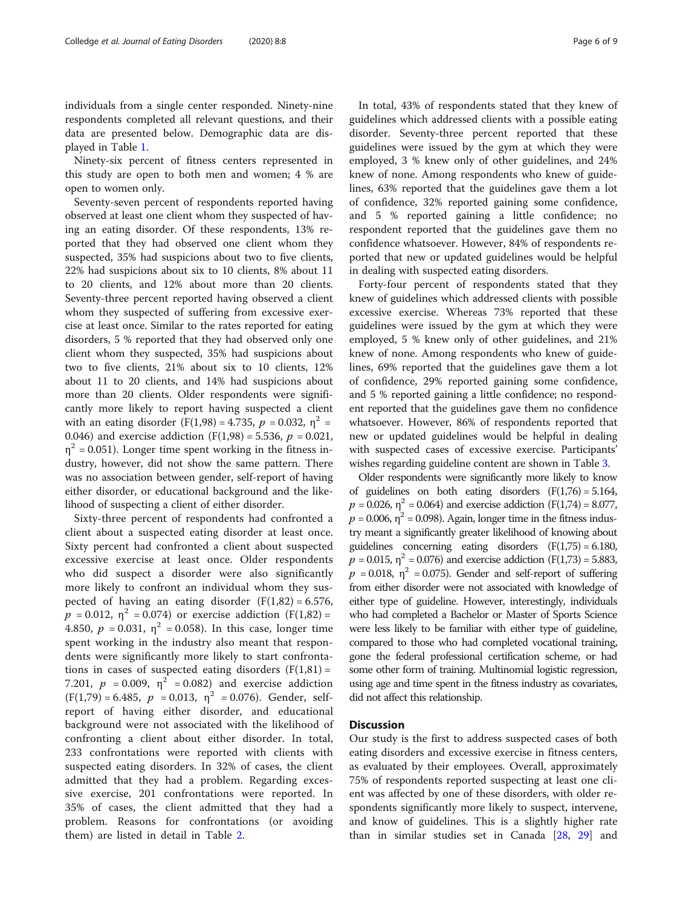individuals from a single center responded. Ninety-nine respondents completed all relevant questions, and their data are presented below. Demographic data are displayed in Table 1.

Ninety-six percent of fitness centers represented in this study are open to both men and women; 4 % are open to women only.

Seventy-seven percent of respondents reported having observed at least one client whom they suspected of having an eating disorder. Of these respondents, 13% reported that they had observed one client whom they suspected, 35% had suspicions about two to five clients, 22% had suspicions about six to 10 clients, 8% about 11 to 20 clients, and 12% about more than 20 clients. Seventy-three percent reported having observed a client whom they suspected of suffering from excessive exercise at least once. Similar to the rates reported for eating disorders, 5 % reported that they had observed only one client whom they suspected, 35% had suspicions about two to five clients, 21% about six to 10 clients, 12% about 11 to 20 clients, and 14% had suspicions about more than 20 clients. Older respondents were significantly more likely to report having suspected a client with an eating disorder ($F(1,98) = 4.735$, $p = 0.032$, $\eta^2 = 0.046$) and exercise addiction ($F(1,98) = 5.536$, $p = 0.021$, $\eta^2 = 0.051$). Longer time spent working in the fitness industry, however, did not show the same pattern. There was no association between gender, self-report of having either disorder, or educational background and the likelihood of suspecting a client of either disorder.

Sixty-three percent of respondents had confronted a client about a suspected eating disorder at least once. Sixty percent had confronted a client about suspected excessive exercise at least once. Older respondents who did suspect a disorder were also significantly more likely to confront an individual whom they suspected of having an eating disorder ($F(1,82) = 6.576$, $p = 0.012$, $\eta^2 = 0.074$) or exercise addiction ($F(1,82) = 4.850$, $p = 0.031$, $\eta^2 = 0.058$). In this case, longer time spent working in the industry also meant that respondents were significantly more likely to start confrontations in cases of suspected eating disorders ($F(1,81) = 7.201$, $p = 0.009$, $\eta^2 = 0.082$) and exercise addiction ($F(1,79) = 6.485$, $p = 0.013$, $\eta^2 = 0.076$). Gender, self-report of having either disorder, and educational background were not associated with the likelihood of confronting a client about either disorder. In total, 233 confrontations were reported with clients with suspected eating disorders. In 32% of cases, the client admitted that they had a problem. Regarding excessive exercise, 201 confrontations were reported. In 35% of cases, the client admitted that they had a problem. Reasons for confrontations (or avoiding them) are listed in detail in Table 2.

In total, 43% of respondents stated that they knew of guidelines which addressed clients with a possible eating disorder. Seventy-three percent reported that these guidelines were issued by the gym at which they were employed, 3 % knew only of other guidelines, and 24% knew of none. Among respondents who knew of guidelines, 63% reported that the guidelines gave them a lot of confidence, 32% reported gaining some confidence, and 5 % reported gaining a little confidence; no respondent reported that the guidelines gave them no confidence whatsoever. However, 84% of respondents reported that new or updated guidelines would be helpful in dealing with suspected eating disorders.

Forty-four percent of respondents stated that they knew of guidelines which addressed clients with possible excessive exercise. Whereas 73% reported that these guidelines were issued by the gym at which they were employed, 5 % knew only of other guidelines, and 21% knew of none. Among respondents who knew of guidelines, 69% reported that the guidelines gave them a lot of confidence, 29% reported gaining some confidence, and 5 % reported gaining a little confidence; no respondent reported that the guidelines gave them no confidence whatsoever. However, 86% of respondents reported that new or updated guidelines would be helpful in dealing with suspected cases of excessive exercise. Participants' wishes regarding guideline content are shown in Table 3.

Older respondents were significantly more likely to know of guidelines on both eating disorders ($F(1,76) = 5.164$, $p = 0.026$, $\eta^2 = 0.064$) and exercise addiction ($F(1,74) = 8.077$, $p = 0.006$, $\eta^2 = 0.098$). Again, longer time in the fitness industry meant a significantly greater likelihood of knowing about guidelines concerning eating disorders ($F(1,75) = 6.180$, $p = 0.015$, $\eta^2 = 0.076$) and exercise addiction ($F(1,73) = 5.883$, $p = 0.018$, $\eta^2 = 0.075$). Gender and self-report of suffering from either disorder were not associated with knowledge of either type of guideline. However, interestingly, individuals who had completed a Bachelor or Master of Sports Science were less likely to be familiar with either type of guideline, compared to those who had completed vocational training, gone the federal professional certification scheme, or had some other form of training. Multinomial logistic regression, using age and time spent in the fitness industry as covariates, did not affect this relationship.

## Discussion

Our study is the first to address suspected cases of both eating disorders and excessive exercise in fitness centers, as evaluated by their employees. Overall, approximately 75% of respondents reported suspecting at least one client was affected by one of these disorders, with older respondents significantly more likely to suspect, intervene, and know of guidelines. This is a slightly higher rate than in similar studies set in Canada [28, 29] and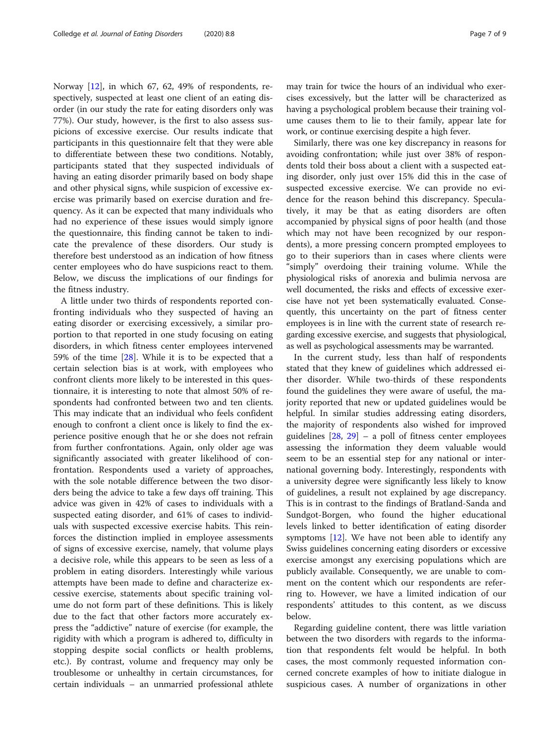Norway [12], in which 67, 62, 49% of respondents, respectively, suspected at least one client of an eating disorder (in our study the rate for eating disorders only was 77%). Our study, however, is the first to also assess suspicions of excessive exercise. Our results indicate that participants in this questionnaire felt that they were able to differentiate between these two conditions. Notably, participants stated that they suspected individuals of having an eating disorder primarily based on body shape and other physical signs, while suspicion of excessive exercise was primarily based on exercise duration and frequency. As it can be expected that many individuals who had no experience of these issues would simply ignore the questionnaire, this finding cannot be taken to indicate the prevalence of these disorders. Our study is therefore best understood as an indication of how fitness center employees who do have suspicions react to them. Below, we discuss the implications of our findings for the fitness industry.

A little under two thirds of respondents reported confronting individuals who they suspected of having an eating disorder or exercising excessively, a similar proportion to that reported in one study focusing on eating disorders, in which fitness center employees intervened 59% of the time [28]. While it is to be expected that a certain selection bias is at work, with employees who confront clients more likely to be interested in this questionnaire, it is interesting to note that almost 50% of respondents had confronted between two and ten clients. This may indicate that an individual who feels confident enough to confront a client once is likely to find the experience positive enough that he or she does not refrain from further confrontations. Again, only older age was significantly associated with greater likelihood of confrontation. Respondents used a variety of approaches, with the sole notable difference between the two disorders being the advice to take a few days off training. This advice was given in 42% of cases to individuals with a suspected eating disorder, and 61% of cases to individuals with suspected excessive exercise habits. This reinforces the distinction implied in employee assessments of signs of excessive exercise, namely, that volume plays a decisive role, while this appears to be seen as less of a problem in eating disorders. Interestingly while various attempts have been made to define and characterize excessive exercise, statements about specific training volume do not form part of these definitions. This is likely due to the fact that other factors more accurately express the "addictive" nature of exercise (for example, the rigidity with which a program is adhered to, difficulty in stopping despite social conflicts or health problems, etc.). By contrast, volume and frequency may only be troublesome or unhealthy in certain circumstances, for certain individuals – an unmarried professional athlete may train for twice the hours of an individual who exercises excessively, but the latter will be characterized as having a psychological problem because their training volume causes them to lie to their family, appear late for work, or continue exercising despite a high fever.

Similarly, there was one key discrepancy in reasons for avoiding confrontation; while just over 38% of respondents told their boss about a client with a suspected eating disorder, only just over 15% did this in the case of suspected excessive exercise. We can provide no evidence for the reason behind this discrepancy. Speculatively, it may be that as eating disorders are often accompanied by physical signs of poor health (and those which may not have been recognized by our respondents), a more pressing concern prompted employees to go to their superiors than in cases where clients were "simply" overdoing their training volume. While the physiological risks of anorexia and bulimia nervosa are well documented, the risks and effects of excessive exercise have not yet been systematically evaluated. Consequently, this uncertainty on the part of fitness center employees is in line with the current state of research regarding excessive exercise, and suggests that physiological, as well as psychological assessments may be warranted.

In the current study, less than half of respondents stated that they knew of guidelines which addressed either disorder. While two-thirds of these respondents found the guidelines they were aware of useful, the majority reported that new or updated guidelines would be helpful. In similar studies addressing eating disorders, the majority of respondents also wished for improved guidelines [28, 29] – a poll of fitness center employees assessing the information they deem valuable would seem to be an essential step for any national or international governing body. Interestingly, respondents with a university degree were significantly less likely to know of guidelines, a result not explained by age discrepancy. This is in contrast to the findings of Bratland-Sanda and Sundgot-Borgen, who found the higher educational levels linked to better identification of eating disorder symptoms [12]. We have not been able to identify any Swiss guidelines concerning eating disorders or excessive exercise amongst any exercising populations which are publicly available. Consequently, we are unable to comment on the content which our respondents are referring to. However, we have a limited indication of our respondents' attitudes to this content, as we discuss below.

Regarding guideline content, there was little variation between the two disorders with regards to the information that respondents felt would be helpful. In both cases, the most commonly requested information concerned concrete examples of how to initiate dialogue in suspicious cases. A number of organizations in other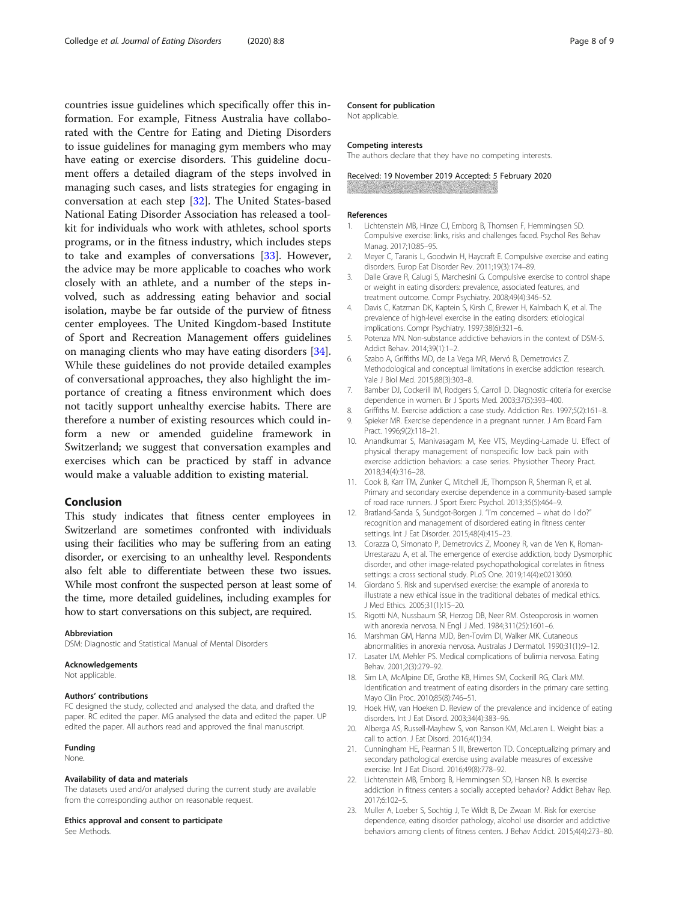countries issue guidelines which specifically offer this information. For example, Fitness Australia have collaborated with the Centre for Eating and Dieting Disorders to issue guidelines for managing gym members who may have eating or exercise disorders. This guideline document offers a detailed diagram of the steps involved in managing such cases, and lists strategies for engaging in conversation at each step [32]. The United States-based National Eating Disorder Association has released a toolkit for individuals who work with athletes, school sports programs, or in the fitness industry, which includes steps to take and examples of conversations [33]. However, the advice may be more applicable to coaches who work closely with an athlete, and a number of the steps involved, such as addressing eating behavior and social isolation, maybe be far outside of the purview of fitness center employees. The United Kingdom-based Institute of Sport and Recreation Management offers guidelines on managing clients who may have eating disorders [34]. While these guidelines do not provide detailed examples of conversational approaches, they also highlight the importance of creating a fitness environment which does not tacitly support unhealthy exercise habits. There are therefore a number of existing resources which could inform a new or amended guideline framework in Switzerland; we suggest that conversation examples and exercises which can be practiced by staff in advance would make a valuable addition to existing material.

## Conclusion

This study indicates that fitness center employees in Switzerland are sometimes confronted with individuals using their facilities who may be suffering from an eating disorder, or exercising to an unhealthy level. Respondents also felt able to differentiate between these two issues. While most confront the suspected person at least some of the time, more detailed guidelines, including examples for how to start conversations on this subject, are required.

#### Abbreviation

DSM: Diagnostic and Statistical Manual of Mental Disorders

#### Acknowledgements

Not applicable.

#### Authors' contributions

FC designed the study, collected and analysed the data, and drafted the paper. RC edited the paper. MG analysed the data and edited the paper. UP edited the paper. All authors read and approved the final manuscript.

#### Funding

None.

#### Availability of data and materials

The datasets used and/or analysed during the current study are available from the corresponding author on reasonable request.

#### Ethics approval and consent to participate

See Methods.

#### Consent for publication

Not applicable.

#### Competing interests

The authors declare that they have no competing interests.

Received: 19 November 2019 Accepted: 5 February 2020

## References

1. Lichtenstein MB, Hinze CJ, Emborg B, Thomsen F, Hemmingsen SD. Compulsive exercise: links, risks and challenges faced. Psychol Res Behav Manag. 2017;10:85–95.
2. Meyer C, Taranis L, Goodwin H, Haycraft E. Compulsive exercise and eating disorders. Europ Eat Disorder Rev. 2011;19(3):174–89.
3. Dalle Grave R, Calugi S, Marchesini G. Compulsive exercise to control shape or weight in eating disorders: prevalence, associated features, and treatment outcome. Compr Psychiatry. 2008;49(4):346–52.
4. Davis C, Katzman DK, Kaptein S, Kirsh C, Brewer H, Kalmbach K, et al. The prevalence of high-level exercise in the eating disorders: etiological implications. Compr Psychiatry. 1997;38(6):321–6.
5. Potenza MN. Non-substance addictive behaviors in the context of DSM-5. Addict Behav. 2014;39(1):1–2.
6. Szabo A, Griffiths MD, de La Vega MR, Mervó B, Demetrovics Z. Methodological and conceptual limitations in exercise addiction research. Yale J Biol Med. 2015;88(3):303–8.
7. Bamber DJ, Cockerill IM, Rodgers S, Carroll D. Diagnostic criteria for exercise dependence in women. Br J Sports Med. 2003;37(5):393–400.
8. Griffiths M. Exercise addiction: a case study. Addiction Res. 1997;5(2):161–8.
9. Spieker MR. Exercise dependence in a pregnant runner. J Am Board Fam Pract. 1996;9(2):118–21.
10. Anandkumar S, Manivasagam M, Kee VTS, Meyding-Lamade U. Effect of physical therapy management of nonspecific low back pain with exercise addiction behaviors: a case series. Physiother Theory Pract. 2018;34(4):316–28.
11. Cook B, Karr TM, Zunker C, Mitchell JE, Thompson R, Sherman R, et al. Primary and secondary exercise dependence in a community-based sample of road race runners. J Sport Exerc Psychol. 2013;35(5):464–9.
12. Bratland-Sanda S, Sundgot-Borgen J. "I'm concerned – what do I do?" recognition and management of disordered eating in fitness center settings. Int J Eat Disorder. 2015;48(4):415–23.
13. Corazza O, Simonato P, Demetrovics Z, Mooney R, van de Ven K, Roman-Urrestarazu A, et al. The emergence of exercise addiction, body Dysmorphic disorder, and other image-related psychopathological correlates in fitness settings: a cross sectional study. PLoS One. 2019;14(4):e0213060.
14. Giordano S. Risk and supervised exercise: the example of anorexia to illustrate a new ethical issue in the traditional debates of medical ethics. J Med Ethics. 2005;31(1):15–20.
15. Rigotti NA, Nussbaum SR, Herzog DB, Neer RM. Osteoporosis in women with anorexia nervosa. N Engl J Med. 1984;311(25):1601–6.
16. Marshman GM, Hanna MJD, Ben-Tovim DI, Walker MK. Cutaneous abnormalities in anorexia nervosa. Australas J Dermatol. 1990;31(1):9–12.
17. Lasater LM, Mehler PS. Medical complications of bulimia nervosa. Eating Behav. 2001;2(3):279–92.
18. Sim LA, McAlpine DE, Grothe KB, Himes SM, Cockerill RG, Clark MM. Identification and treatment of eating disorders in the primary care setting. Mayo Clin Proc. 2010;85(8):746–51.
19. Hoek HW, van Hoeken D. Review of the prevalence and incidence of eating disorders. Int J Eat Disord. 2003;34(4):383–96.
20. Alberga AS, Russell-Mayhew S, von Ranson KM, McLaren L. Weight bias: a call to action. J Eat Disord. 2016;4(1):34.
21. Cunningham HE, Pearman S III, Brewerton TD. Conceptualizing primary and secondary pathological exercise using available measures of excessive exercise. Int J Eat Disord. 2016;49(8):778–92.
22. Lichtenstein MB, Emborg B, Hemmingsen SD, Hansen NB. Is exercise addiction in fitness centers a socially accepted behavior? Addict Behav Rep. 2017;6:102–5.
23. Muller A, Loeber S, Sochtig J, Te Wildt B, De Zwaan M. Risk for exercise dependence, eating disorder pathology, alcohol use disorder and addictive behaviors among clients of fitness centers. J Behav Addict. 2015;4(4):273–80.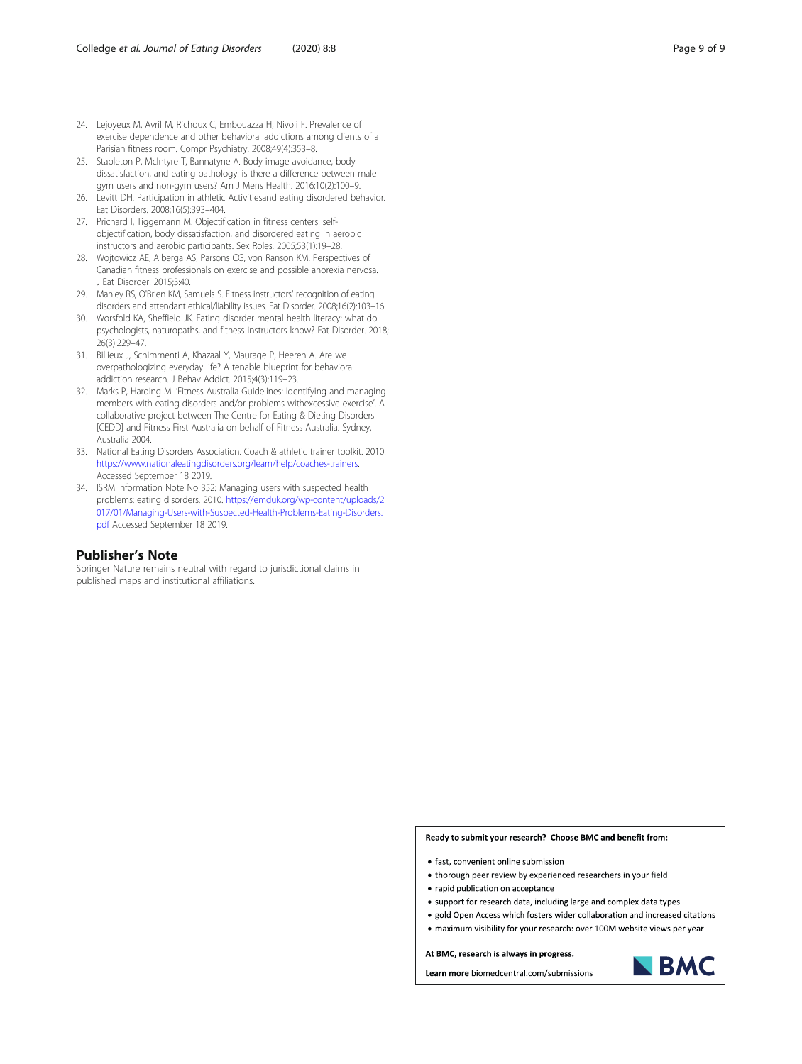24. Lejoyeux M, Avril M, Richoux C, Embouazza H, Nivoli F. Prevalence of exercise dependence and other behavioral addictions among clients of a Parisian fitness room. Compr Psychiatry. 2008;49(4):353–8.
25. Stapleton P, McIntyre T, Bannatyne A. Body image avoidance, body dissatisfaction, and eating pathology: is there a difference between male gym users and non-gym users? Am J Mens Health. 2016;10(2):100–9.
26. Levitt DH. Participation in athletic Activitiesand eating disordered behavior. Eat Disorders. 2008;16(5):393–404.
27. Prichard I, Tiggemann M. Objectification in fitness centers: self-objectification, body dissatisfaction, and disordered eating in aerobic instructors and aerobic participants. Sex Roles. 2005;53(1):19–28.
28. Wojtowicz AE, Alberga AS, Parsons CG, von Ranson KM. Perspectives of Canadian fitness professionals on exercise and possible anorexia nervosa. J Eat Disorder. 2015;3:40.
29. Manley RS, O'Brien KM, Samuels S. Fitness instructors' recognition of eating disorders and attendant ethical/liability issues. Eat Disorder. 2008;16(2):103–16.
30. Worsfold KA, Sheffield JK. Eating disorder mental health literacy: what do psychologists, naturopaths, and fitness instructors know? Eat Disorder. 2018; 26(3):229–47.
31. Billieux J, Schimmenti A, Khazaal Y, Maurage P, Heeren A. Are we overpathologizing everyday life? A tenable blueprint for behavioral addiction research. J Behav Addict. 2015;4(3):119–23.
32. Marks P, Harding M. 'Fitness Australia Guidelines: Identifying and managing members with eating disorders and/or problems withexcessive exercise'. A collaborative project between The Centre for Eating & Dieting Disorders [CEDD] and Fitness First Australia on behalf of Fitness Australia. Sydney, Australia 2004.
33. National Eating Disorders Association. Coach & athletic trainer toolkit. 2010. https://www.nationaleatingdisorders.org/learn/help/coaches-trainers. Accessed September 18 2019.
34. ISRM Information Note No 352: Managing users with suspected health problems: eating disorders. 2010. https://emduk.org/wp-content/uploads/2017/01/Managing-Users-with-Suspected-Health-Problems-Eating-Disorders.pdf Accessed September 18 2019.

## Publisher's Note

Springer Nature remains neutral with regard to jurisdictional claims in published maps and institutional affiliations.

**Ready to submit your research? Choose BMC and benefit from:**

- fast, convenient online submission
- thorough peer review by experienced researchers in your field
- rapid publication on acceptance
- support for research data, including large and complex data types
- gold Open Access which fosters wider collaboration and increased citations
- maximum visibility for your research: over 100M website views per year

**At BMC, research is always in progress.**

**Learn more** biomedcentral.com/submissions

BMC